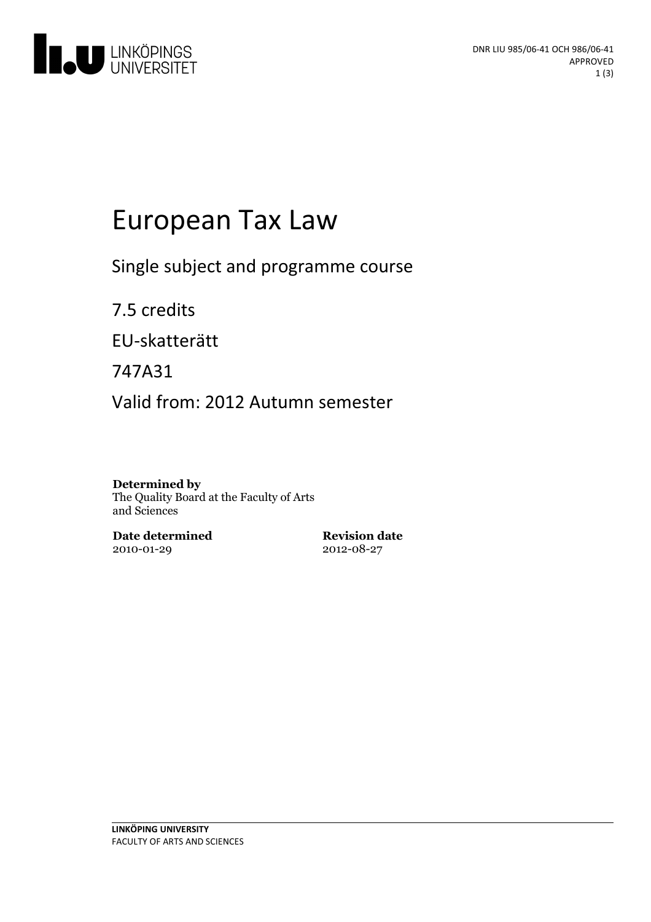DNR LIU 985/06-41 OCH 986/06-41
APPROVED

# European Tax Law

Single subject and programme course

7.5 credits

EU-skatterätt

747A31

Valid from: 2012 Autumn semester

**Determined by**
The Quality Board at the Faculty of Arts and Sciences

**Date determined**
2010-01-29

**Revision date**
2012-08-27

**LINKÖPING UNIVERSITY**
FACULTY OF ARTS AND SCIENCES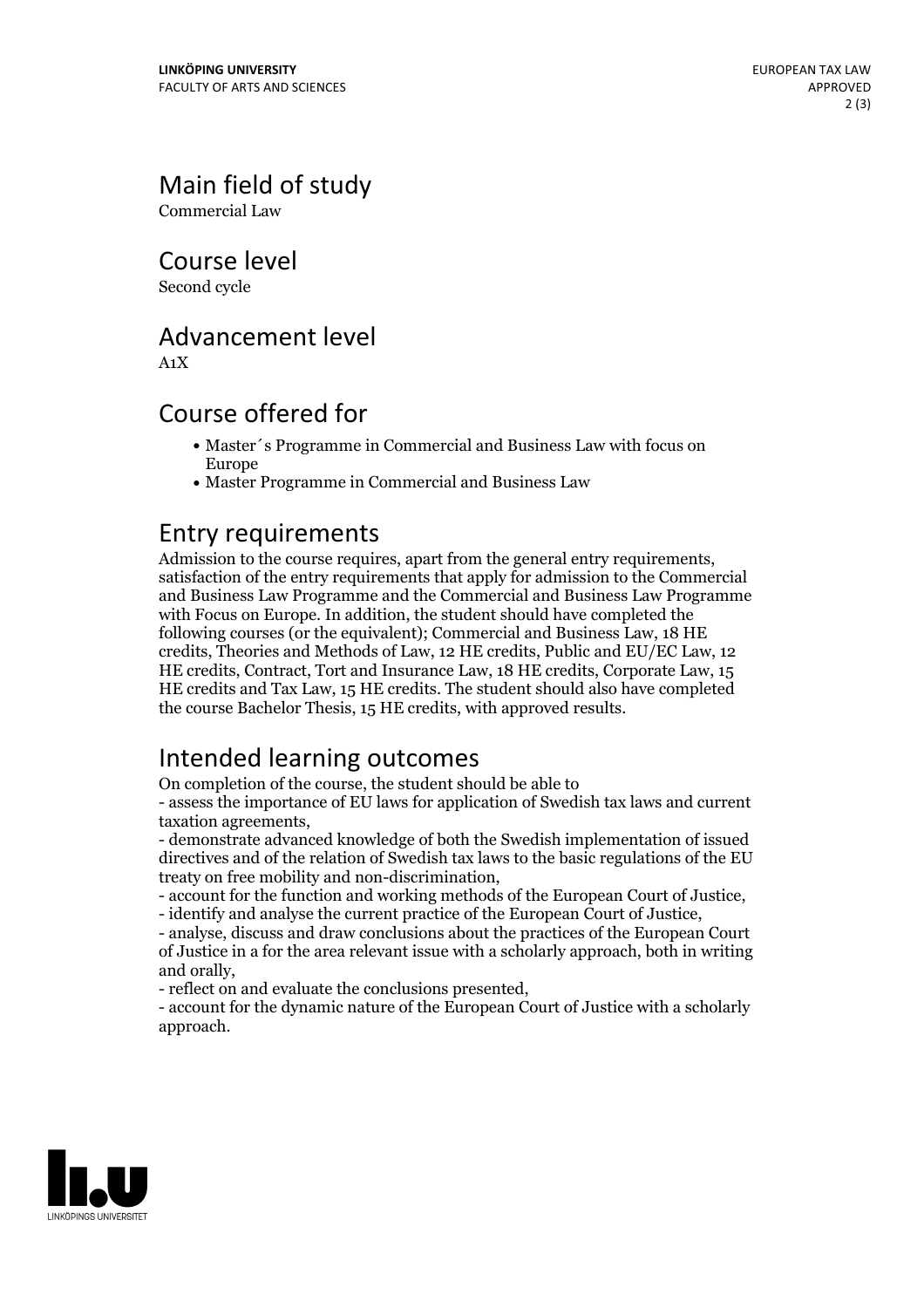## Main field of study

Commercial Law

## Course level

Second cycle

## Advancement level

A1X

## Course offered for

- Master´s Programme in Commercial and Business Law with focus on Europe
- Master Programme in Commercial and Business Law

## Entry requirements

Admission to the course requires, apart from the general entry requirements, satisfaction of the entry requirements that apply for admission to the Commercial and Business Law Programme and the Commercial and Business Law Programme with Focus on Europe. In addition, the student should have completed the following courses (or the equivalent); Commercial and Business Law, 18 HE credits, Theories and Methods of Law, 12 HE credits, Public and EU/EC Law, 12 HE credits, Contract, Tort and Insurance Law, 18 HE credits, Corporate Law, 15 HE credits and Tax Law, 15 HE credits. The student should also have completed the course Bachelor Thesis, 15 HE credits, with approved results.

## Intended learning outcomes

On completion of the course, the student should be able to

- assess the importance of EU laws for application of Swedish tax laws and current taxation agreements,
- demonstrate advanced knowledge of both the Swedish implementation of issued directives and of the relation of Swedish tax laws to the basic regulations of the EU treaty on free mobility and non-discrimination,
- account for the function and working methods of the European Court of Justice,
- identify and analyse the current practice of the European Court of Justice,
- analyse, discuss and draw conclusions about the practices of the European Court of Justice in a for the area relevant issue with a scholarly approach, both in writing and orally,
- reflect on and evaluate the conclusions presented,
- account for the dynamic nature of the European Court of Justice with a scholarly approach.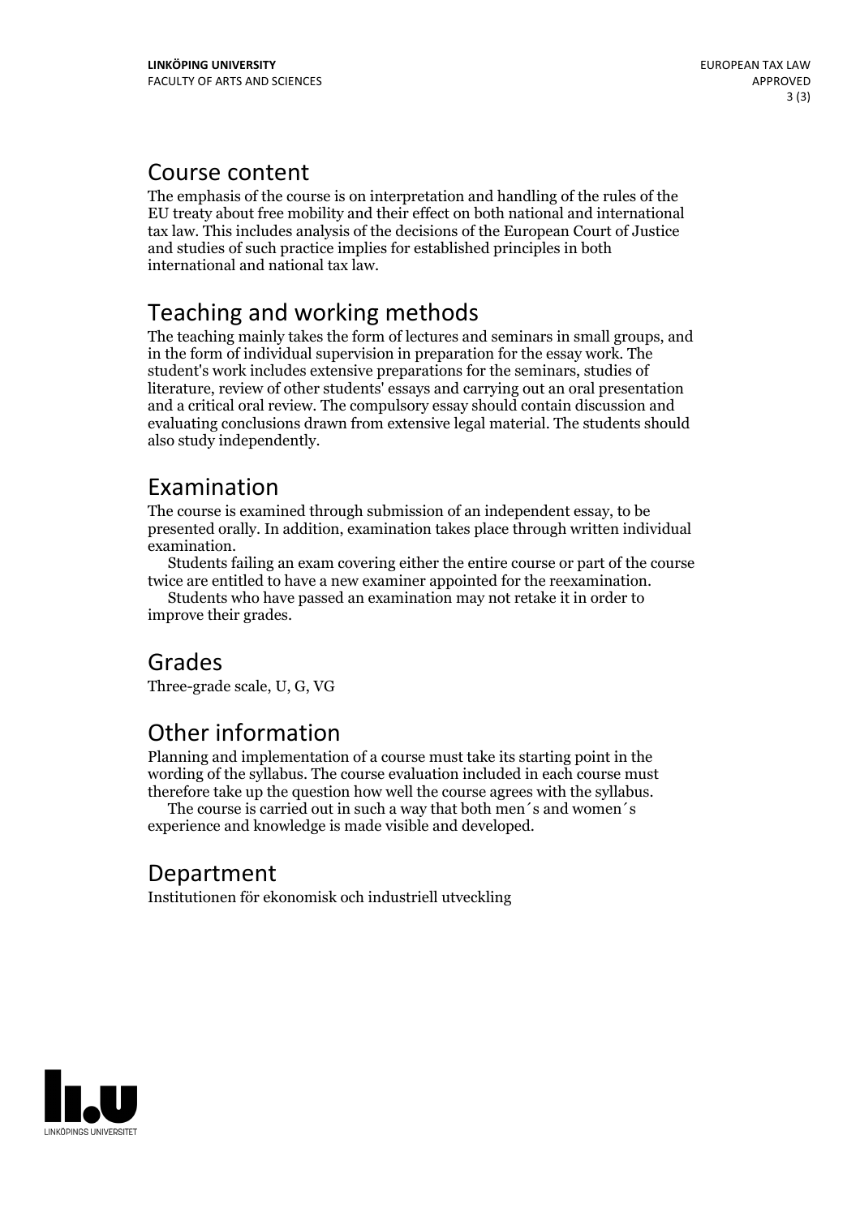## Course content

The emphasis of the course is on interpretation and handling of the rules of the EU treaty about free mobility and their effect on both national and international tax law. This includes analysis of the decisions of the European Court of Justice and studies of such practice implies for established principles in both international and national tax law.

## Teaching and working methods

The teaching mainly takes the form of lectures and seminars in small groups, and in the form of individual supervision in preparation for the essay work. The student's work includes extensive preparations for the seminars, studies of literature, review of other students' essays and carrying out an oral presentation and a critical oral review. The compulsory essay should contain discussion and evaluating conclusions drawn from extensive legal material. The students should also study independently.

## Examination

The course is examined through submission of an independent essay, to be presented orally. In addition, examination takes place through written individual examination.

Students failing an exam covering either the entire course or part of the course twice are entitled to have a new examiner appointed for the reexamination.

Students who have passed an examination may not retake it in order to improve their grades.

## Grades

Three-grade scale, U, G, VG

## Other information

Planning and implementation of a course must take its starting point in the wording of the syllabus. The course evaluation included in each course must therefore take up the question how well the course agrees with the syllabus.

The course is carried out in such a way that both men´s and women´s experience and knowledge is made visible and developed.

## Department

Institutionen för ekonomisk och industriell utveckling